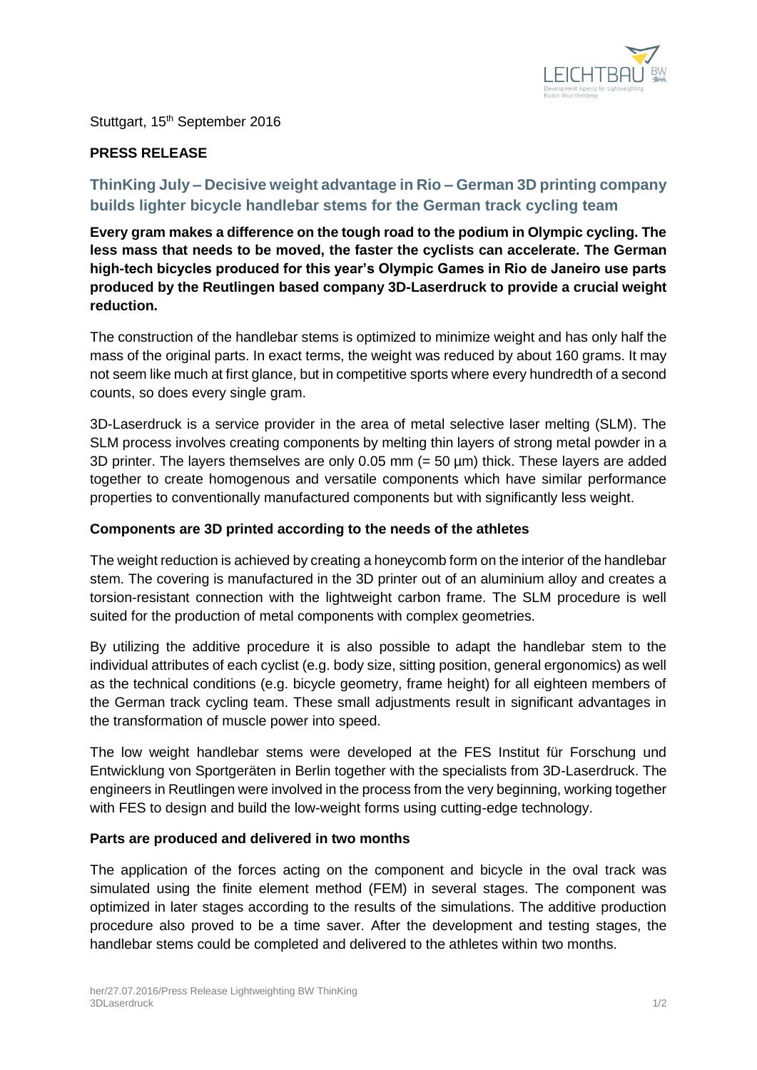Stuttgart, 15th September 2016

**PRESS RELEASE**

## ThinKing July – Decisive weight advantage in Rio – German 3D printing company builds lighter bicycle handlebar stems for the German track cycling team

**Every gram makes a difference on the tough road to the podium in Olympic cycling. The less mass that needs to be moved, the faster the cyclists can accelerate. The German high-tech bicycles produced for this year's Olympic Games in Rio de Janeiro use parts produced by the Reutlingen based company 3D-Laserdruck to provide a crucial weight reduction.**

The construction of the handlebar stems is optimized to minimize weight and has only half the mass of the original parts. In exact terms, the weight was reduced by about 160 grams. It may not seem like much at first glance, but in competitive sports where every hundredth of a second counts, so does every single gram.

3D-Laserdruck is a service provider in the area of metal selective laser melting (SLM). The SLM process involves creating components by melting thin layers of strong metal powder in a 3D printer. The layers themselves are only 0.05 mm (= 50 µm) thick. These layers are added together to create homogenous and versatile components which have similar performance properties to conventionally manufactured components but with significantly less weight.

### Components are 3D printed according to the needs of the athletes

The weight reduction is achieved by creating a honeycomb form on the interior of the handlebar stem. The covering is manufactured in the 3D printer out of an aluminium alloy and creates a torsion-resistant connection with the lightweight carbon frame. The SLM procedure is well suited for the production of metal components with complex geometries.

By utilizing the additive procedure it is also possible to adapt the handlebar stem to the individual attributes of each cyclist (e.g. body size, sitting position, general ergonomics) as well as the technical conditions (e.g. bicycle geometry, frame height) for all eighteen members of the German track cycling team. These small adjustments result in significant advantages in the transformation of muscle power into speed.

The low weight handlebar stems were developed at the FES Institut für Forschung und Entwicklung von Sportgeräten in Berlin together with the specialists from 3D-Laserdruck. The engineers in Reutlingen were involved in the process from the very beginning, working together with FES to design and build the low-weight forms using cutting-edge technology.

### Parts are produced and delivered in two months

The application of the forces acting on the component and bicycle in the oval track was simulated using the finite element method (FEM) in several stages. The component was optimized in later stages according to the results of the simulations. The additive production procedure also proved to be a time saver. After the development and testing stages, the handlebar stems could be completed and delivered to the athletes within two months.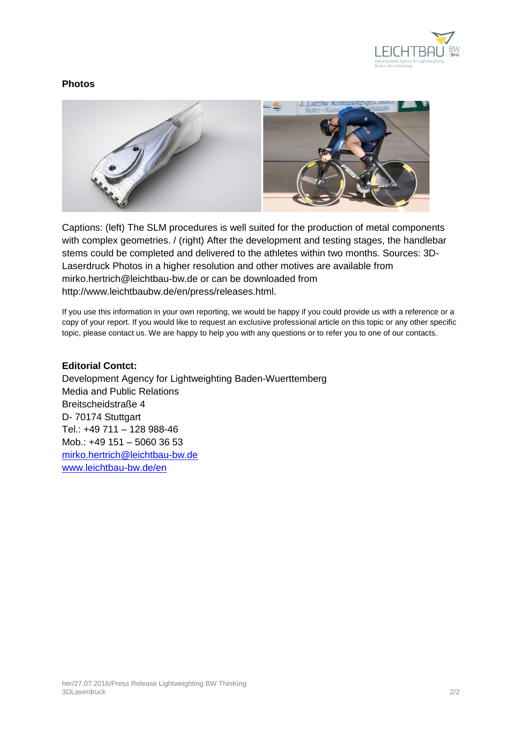**Photos**

Captions: (left) The SLM procedures is well suited for the production of metal components with complex geometries. / (right) After the development and testing stages, the handlebar stems could be completed and delivered to the athletes within two months. Sources: 3D-Laserdruck Photos in a higher resolution and other motives are available from mirko.hertrich@leichtbau-bw.de or can be downloaded from http://www.leichtbaubw.de/en/press/releases.html.

If you use this information in your own reporting, we would be happy if you could provide us with a reference or a copy of your report. If you would like to request an exclusive professional article on this topic or any other specific topic, please contact us. We are happy to help you with any questions or to refer you to one of our contacts.

**Editorial Contct:**
Development Agency for Lightweighting Baden-Wuerttemberg
Media and Public Relations
Breitscheidstraße 4
D- 70174 Stuttgart
Tel.: +49 711 – 128 988-46
Mob.: +49 151 – 5060 36 53
mirko.hertrich@leichtbau-bw.de
www.leichtbau-bw.de/en